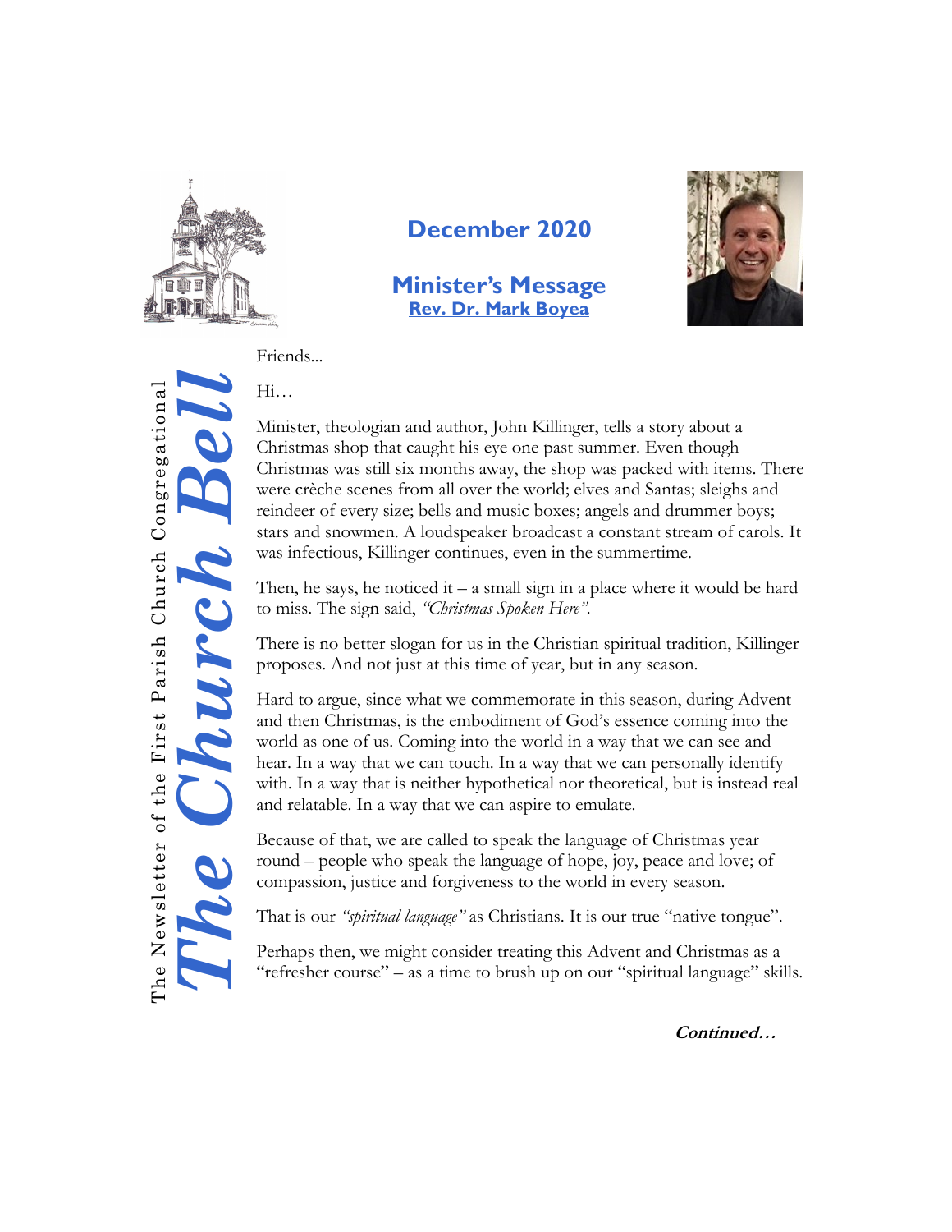# The Church Bell

The Newsletter of the First Parish Church Congregational

## December 2020

## Minister's Message

**Rev. Dr. Mark Boyea**

Friends...

Hi…

Minister, theologian and author, John Killinger, tells a story about a Christmas shop that caught his eye one past summer. Even though Christmas was still six months away, the shop was packed with items. There were crèche scenes from all over the world; elves and Santas; sleighs and reindeer of every size; bells and music boxes; angels and drummer boys; stars and snowmen. A loudspeaker broadcast a constant stream of carols. It was infectious, Killinger continues, even in the summertime.

Then, he says, he noticed it – a small sign in a place where it would be hard to miss. The sign said, *"Christmas Spoken Here".*

There is no better slogan for us in the Christian spiritual tradition, Killinger proposes. And not just at this time of year, but in any season.

Hard to argue, since what we commemorate in this season, during Advent and then Christmas, is the embodiment of God's essence coming into the world as one of us. Coming into the world in a way that we can see and hear. In a way that we can touch. In a way that we can personally identify with. In a way that is neither hypothetical nor theoretical, but is instead real and relatable. In a way that we can aspire to emulate.

Because of that, we are called to speak the language of Christmas year round – people who speak the language of hope, joy, peace and love; of compassion, justice and forgiveness to the world in every season.

That is our *"spiritual language"* as Christians. It is our true "native tongue".

Perhaps then, we might consider treating this Advent and Christmas as a "refresher course" – as a time to brush up on our "spiritual language" skills.

***Continued…***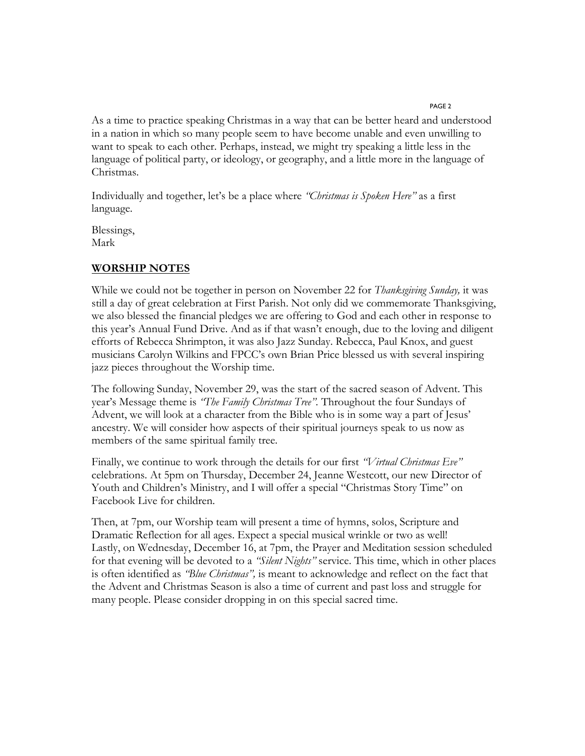As a time to practice speaking Christmas in a way that can be better heard and understood in a nation in which so many people seem to have become unable and even unwilling to want to speak to each other. Perhaps, instead, we might try speaking a little less in the language of political party, or ideology, or geography, and a little more in the language of Christmas.

Individually and together, let's be a place where *"Christmas is Spoken Here"* as a first language.

Blessings,
Mark

## **WORSHIP NOTES**

While we could not be together in person on November 22 for *Thanksgiving Sunday,* it was still a day of great celebration at First Parish. Not only did we commemorate Thanksgiving, we also blessed the financial pledges we are offering to God and each other in response to this year's Annual Fund Drive. And as if that wasn't enough, due to the loving and diligent efforts of Rebecca Shrimpton, it was also Jazz Sunday. Rebecca, Paul Knox, and guest musicians Carolyn Wilkins and FPCC's own Brian Price blessed us with several inspiring jazz pieces throughout the Worship time.

The following Sunday, November 29, was the start of the sacred season of Advent. This year's Message theme is *"The Family Christmas Tree"*. Throughout the four Sundays of Advent, we will look at a character from the Bible who is in some way a part of Jesus' ancestry. We will consider how aspects of their spiritual journeys speak to us now as members of the same spiritual family tree.

Finally, we continue to work through the details for our first *"Virtual Christmas Eve"* celebrations. At 5pm on Thursday, December 24, Jeanne Westcott, our new Director of Youth and Children's Ministry, and I will offer a special "Christmas Story Time" on Facebook Live for children.

Then, at 7pm, our Worship team will present a time of hymns, solos, Scripture and Dramatic Reflection for all ages. Expect a special musical wrinkle or two as well!
Lastly, on Wednesday, December 16, at 7pm, the Prayer and Meditation session scheduled for that evening will be devoted to a *"Silent Nights"* service. This time, which in other places is often identified as *"Blue Christmas",* is meant to acknowledge and reflect on the fact that the Advent and Christmas Season is also a time of current and past loss and struggle for many people. Please consider dropping in on this special sacred time.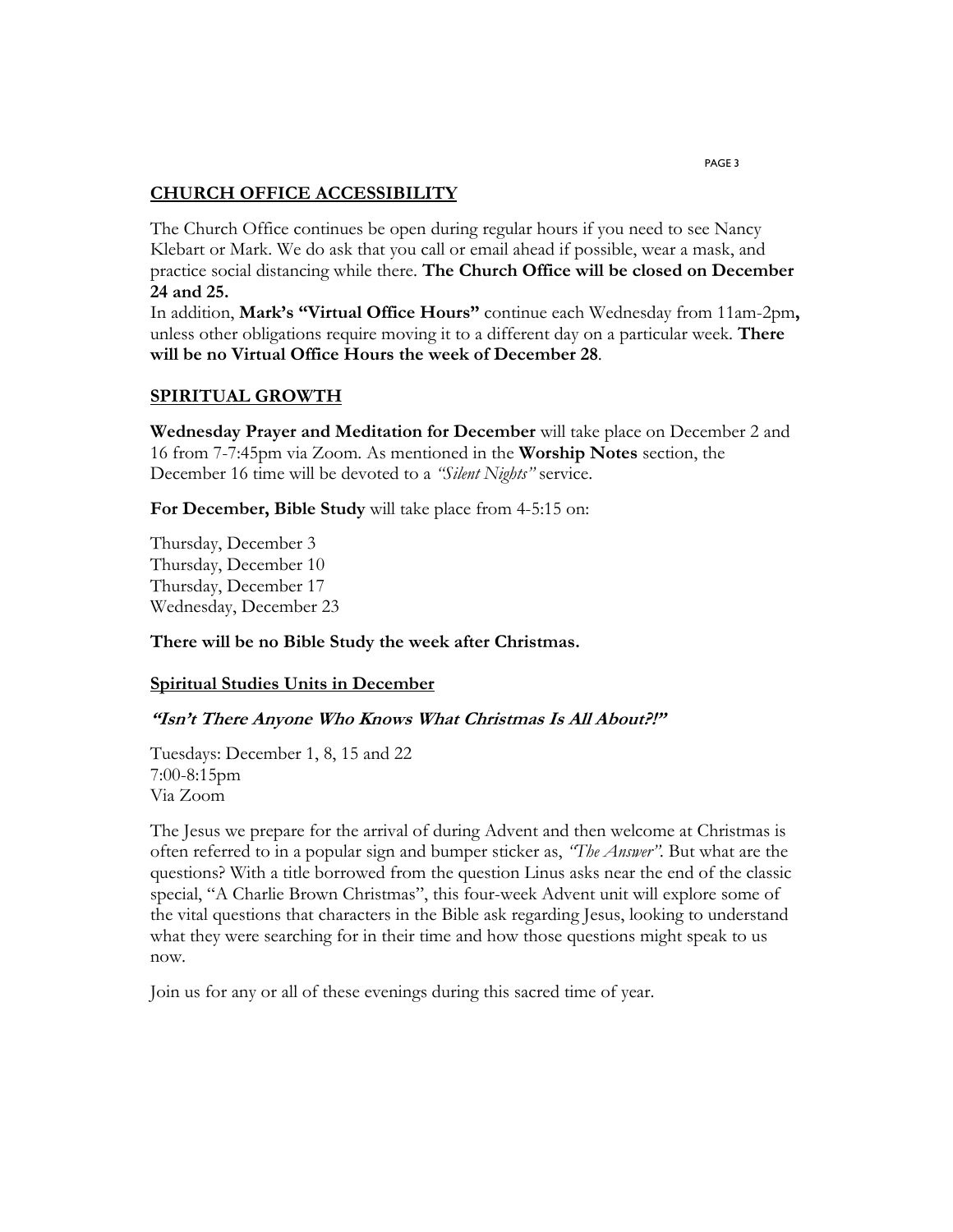## CHURCH OFFICE ACCESSIBILITY

The Church Office continues be open during regular hours if you need to see Nancy Klebart or Mark. We do ask that you call or email ahead if possible, wear a mask, and practice social distancing while there. **The Church Office will be closed on December 24 and 25.**

In addition, **Mark's "Virtual Office Hours"** continue each Wednesday from 11am-2pm**,** unless other obligations require moving it to a different day on a particular week. **There will be no Virtual Office Hours the week of December 28**.

## SPIRITUAL GROWTH

**Wednesday Prayer and Meditation for December** will take place on December 2 and 16 from 7-7:45pm via Zoom. As mentioned in the **Worship Notes** section, the December 16 time will be devoted to a *"Silent Nights"* service.

**For December, Bible Study** will take place from 4-5:15 on:

Thursday, December 3
Thursday, December 10
Thursday, December 17
Wednesday, December 23

**There will be no Bible Study the week after Christmas.**

### Spiritual Studies Units in December

***"Isn't There Anyone Who Knows What Christmas Is All About?!"***

Tuesdays: December 1, 8, 15 and 22
7:00-8:15pm
Via Zoom

The Jesus we prepare for the arrival of during Advent and then welcome at Christmas is often referred to in a popular sign and bumper sticker as, *"The Answer"*. But what are the questions? With a title borrowed from the question Linus asks near the end of the classic special, "A Charlie Brown Christmas", this four-week Advent unit will explore some of the vital questions that characters in the Bible ask regarding Jesus, looking to understand what they were searching for in their time and how those questions might speak to us now.

Join us for any or all of these evenings during this sacred time of year.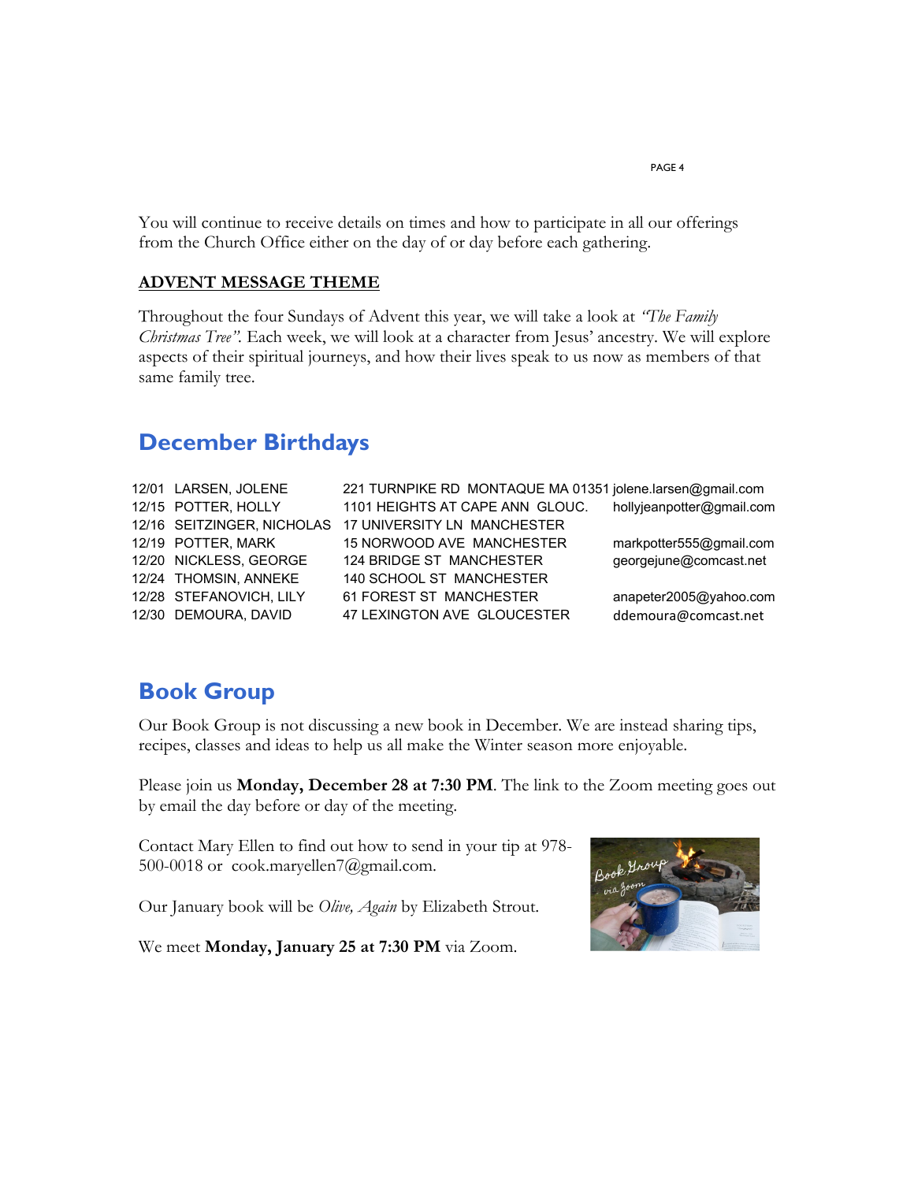You will continue to receive details on times and how to participate in all our offerings from the Church Office either on the day of or day before each gathering.

**ADVENT MESSAGE THEME**

Throughout the four Sundays of Advent this year, we will take a look at *"The Family Christmas Tree"*. Each week, we will look at a character from Jesus' ancestry. We will explore aspects of their spiritual journeys, and how their lives speak to us now as members of that same family tree.

## December Birthdays

| | | | |
|---|---|---|---|
| 12/01 | LARSEN, JOLENE | 221 TURNPIKE RD MONTAQUE MA 01351 | jolene.larsen@gmail.com |
| 12/15 | POTTER, HOLLY | 1101 HEIGHTS AT CAPE ANN GLOUC. | hollyjeanpotter@gmail.com |
| 12/16 | SEITZINGER, NICHOLAS | 17 UNIVERSITY LN MANCHESTER | |
| 12/19 | POTTER, MARK | 15 NORWOOD AVE MANCHESTER | markpotter555@gmail.com |
| 12/20 | NICKLESS, GEORGE | 124 BRIDGE ST MANCHESTER | georgejune@comcast.net |
| 12/24 | THOMSIN, ANNEKE | 140 SCHOOL ST MANCHESTER | |
| 12/28 | STEFANOVICH, LILY | 61 FOREST ST MANCHESTER | anapeter2005@yahoo.com |
| 12/30 | DEMOURA, DAVID | 47 LEXINGTON AVE GLOUCESTER | ddemoura@comcast.net |

## Book Group

Our Book Group is not discussing a new book in December. We are instead sharing tips, recipes, classes and ideas to help us all make the Winter season more enjoyable.

Please join us **Monday, December 28 at 7:30 PM**. The link to the Zoom meeting goes out by email the day before or day of the meeting.

Contact Mary Ellen to find out how to send in your tip at 978-500-0018 or cook.maryellen7@gmail.com.

Our January book will be *Olive, Again* by Elizabeth Strout.

We meet **Monday, January 25 at 7:30 PM** via Zoom.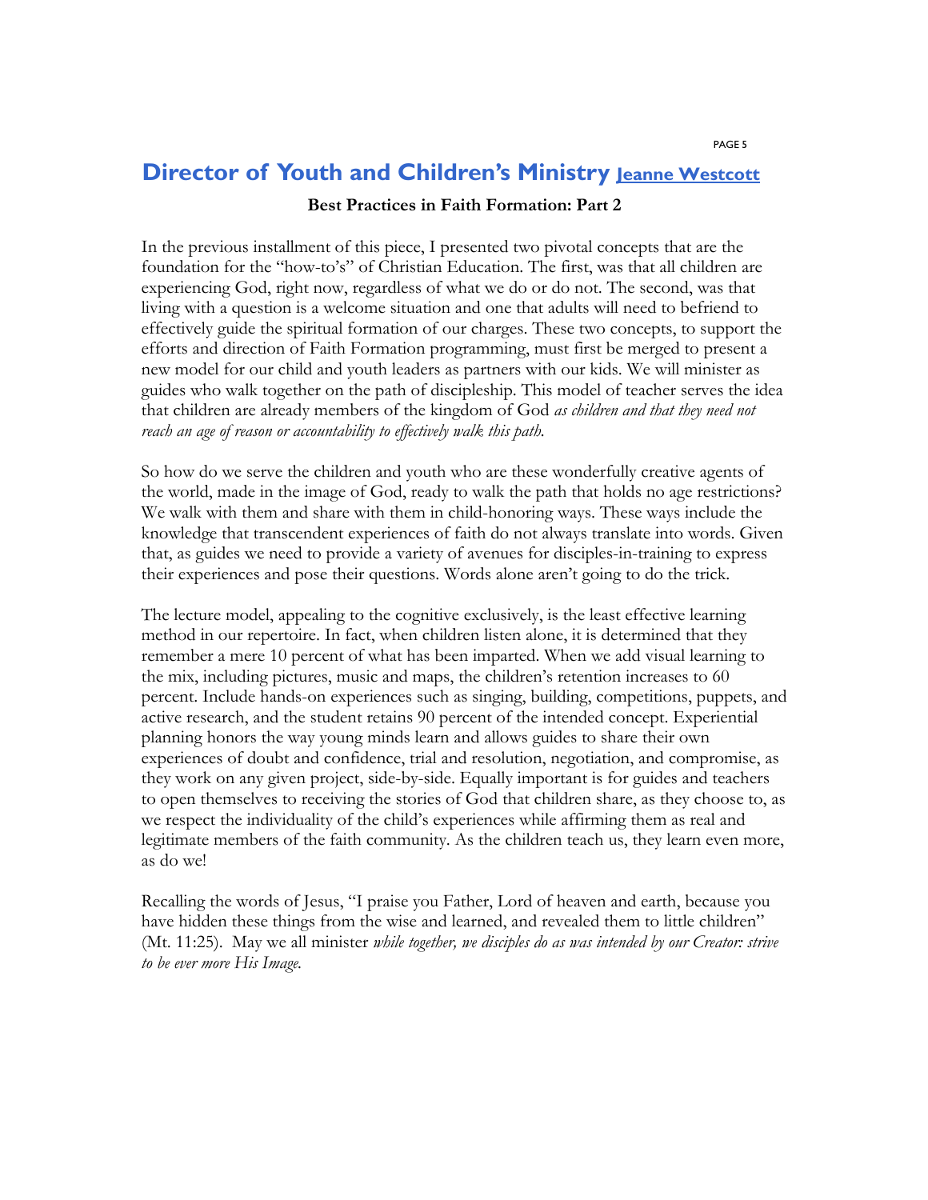## Director of Youth and Children's Ministry [Jeanne Westcott]

**Best Practices in Faith Formation: Part 2**

In the previous installment of this piece, I presented two pivotal concepts that are the foundation for the "how-to's" of Christian Education. The first, was that all children are experiencing God, right now, regardless of what we do or do not. The second, was that living with a question is a welcome situation and one that adults will need to befriend to effectively guide the spiritual formation of our charges. These two concepts, to support the efforts and direction of Faith Formation programming, must first be merged to present a new model for our child and youth leaders as partners with our kids. We will minister as guides who walk together on the path of discipleship. This model of teacher serves the idea that children are already members of the kingdom of God *as children and that they need not reach an age of reason or accountability to effectively walk this path.*

So how do we serve the children and youth who are these wonderfully creative agents of the world, made in the image of God, ready to walk the path that holds no age restrictions? We walk with them and share with them in child-honoring ways. These ways include the knowledge that transcendent experiences of faith do not always translate into words. Given that, as guides we need to provide a variety of avenues for disciples-in-training to express their experiences and pose their questions. Words alone aren't going to do the trick.

The lecture model, appealing to the cognitive exclusively, is the least effective learning method in our repertoire. In fact, when children listen alone, it is determined that they remember a mere 10 percent of what has been imparted. When we add visual learning to the mix, including pictures, music and maps, the children's retention increases to 60 percent. Include hands-on experiences such as singing, building, competitions, puppets, and active research, and the student retains 90 percent of the intended concept. Experiential planning honors the way young minds learn and allows guides to share their own experiences of doubt and confidence, trial and resolution, negotiation, and compromise, as they work on any given project, side-by-side. Equally important is for guides and teachers to open themselves to receiving the stories of God that children share, as they choose to, as we respect the individuality of the child's experiences while affirming them as real and legitimate members of the faith community. As the children teach us, they learn even more, as do we!

Recalling the words of Jesus, "I praise you Father, Lord of heaven and earth, because you have hidden these things from the wise and learned, and revealed them to little children" (Mt. 11:25). May we all minister *while together, we disciples do as was intended by our Creator: strive to be ever more His Image.*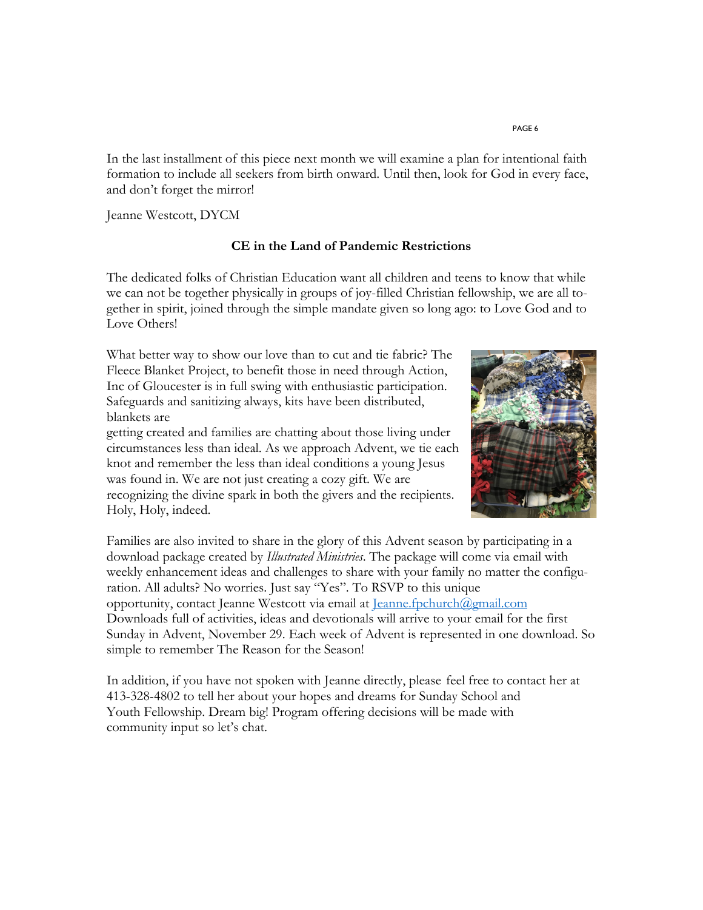In the last installment of this piece next month we will examine a plan for intentional faith formation to include all seekers from birth onward. Until then, look for God in every face, and don't forget the mirror!

Jeanne Westcott, DYCM

## CE in the Land of Pandemic Restrictions

The dedicated folks of Christian Education want all children and teens to know that while we can not be together physically in groups of joy-filled Christian fellowship, we are all together in spirit, joined through the simple mandate given so long ago: to Love God and to Love Others!

What better way to show our love than to cut and tie fabric? The Fleece Blanket Project, to benefit those in need through Action, Inc of Gloucester is in full swing with enthusiastic participation. Safeguards and sanitizing always, kits have been distributed, blankets are getting created and families are chatting about those living under circumstances less than ideal. As we approach Advent, we tie each knot and remember the less than ideal conditions a young Jesus was found in. We are not just creating a cozy gift. We are recognizing the divine spark in both the givers and the recipients. Holy, Holy, indeed.

Families are also invited to share in the glory of this Advent season by participating in a download package created by *Illustrated Ministries*. The package will come via email with weekly enhancement ideas and challenges to share with your family no matter the configuration. All adults? No worries. Just say "Yes". To RSVP to this unique opportunity, contact Jeanne Westcott via email at Jeanne.fpchurch@gmail.com Downloads full of activities, ideas and devotionals will arrive to your email for the first Sunday in Advent, November 29. Each week of Advent is represented in one download. So simple to remember The Reason for the Season!

In addition, if you have not spoken with Jeanne directly, please feel free to contact her at 413-328-4802 to tell her about your hopes and dreams for Sunday School and Youth Fellowship. Dream big! Program offering decisions will be made with community input so let's chat.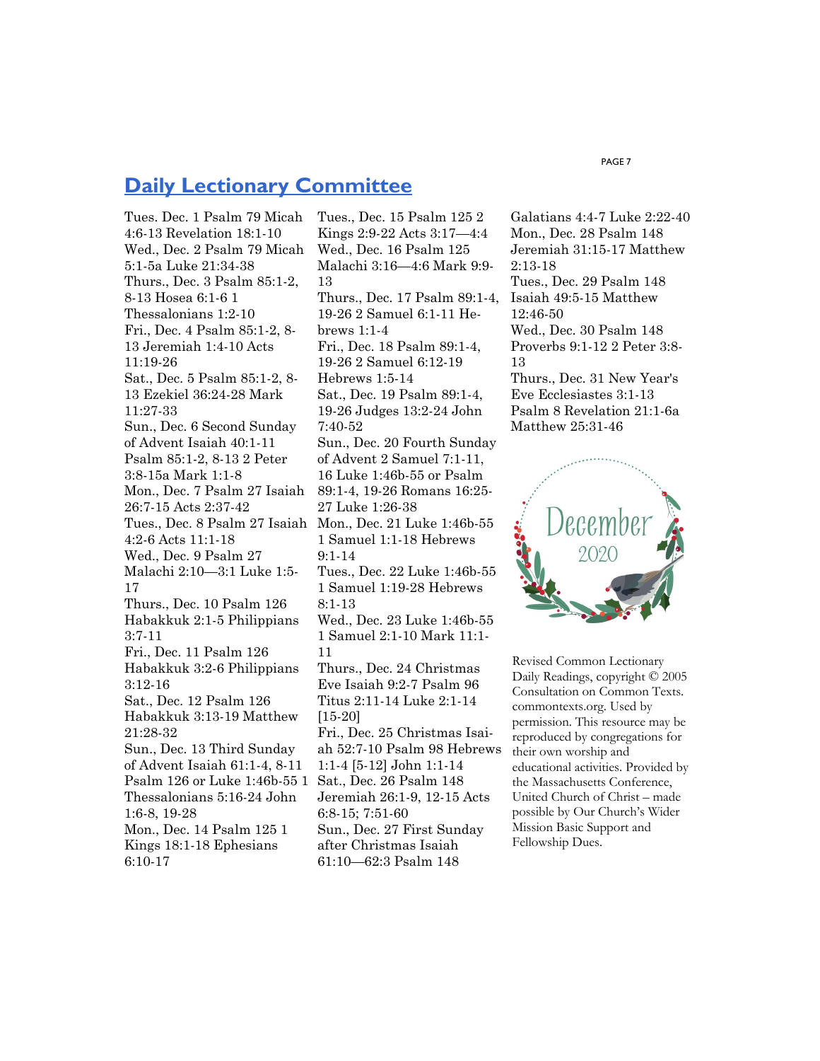# Daily Lectionary Committee

Tues. Dec. 1 Psalm 79 Micah 4:6-13 Revelation 18:1-10
Wed., Dec. 2 Psalm 79 Micah 5:1-5a Luke 21:34-38
Thurs., Dec. 3 Psalm 85:1-2, 8-13 Hosea 6:1-6 1 Thessalonians 1:2-10
Fri., Dec. 4 Psalm 85:1-2, 8-13 Jeremiah 1:4-10 Acts 11:19-26
Sat., Dec. 5 Psalm 85:1-2, 8-13 Ezekiel 36:24-28 Mark 11:27-33
Sun., Dec. 6 Second Sunday of Advent Isaiah 40:1-11 Psalm 85:1-2, 8-13 2 Peter 3:8-15a Mark 1:1-8
Mon., Dec. 7 Psalm 27 Isaiah 26:7-15 Acts 2:37-42
Tues., Dec. 8 Psalm 27 Isaiah 4:2-6 Acts 11:1-18
Wed., Dec. 9 Psalm 27 Malachi 2:10—3:1 Luke 1:5-17
Thurs., Dec. 10 Psalm 126 Habakkuk 2:1-5 Philippians 3:7-11
Fri., Dec. 11 Psalm 126 Habakkuk 3:2-6 Philippians 3:12-16
Sat., Dec. 12 Psalm 126 Habakkuk 3:13-19 Matthew 21:28-32
Sun., Dec. 13 Third Sunday of Advent Isaiah 61:1-4, 8-11 Psalm 126 or Luke 1:46b-55 1 Thessalonians 5:16-24 John 1:6-8, 19-28
Mon., Dec. 14 Psalm 125 1 Kings 18:1-18 Ephesians 6:10-17
Tues., Dec. 15 Psalm 125 2 Kings 2:9-22 Acts 3:17—4:4
Wed., Dec. 16 Psalm 125 Malachi 3:16—4:6 Mark 9:9-13
Thurs., Dec. 17 Psalm 89:1-4, 19-26 2 Samuel 6:1-11 Hebrews 1:1-4
Fri., Dec. 18 Psalm 89:1-4, 19-26 2 Samuel 6:12-19 Hebrews 1:5-14
Sat., Dec. 19 Psalm 89:1-4, 19-26 Judges 13:2-24 John 7:40-52
Sun., Dec. 20 Fourth Sunday of Advent 2 Samuel 7:1-11, 16 Luke 1:46b-55 or Psalm 89:1-4, 19-26 Romans 16:25-27 Luke 1:26-38
Mon., Dec. 21 Luke 1:46b-55 1 Samuel 1:1-18 Hebrews 9:1-14
Tues., Dec. 22 Luke 1:46b-55 1 Samuel 1:19-28 Hebrews 8:1-13
Wed., Dec. 23 Luke 1:46b-55 1 Samuel 2:1-10 Mark 11:1-11
Thurs., Dec. 24 Christmas Eve Isaiah 9:2-7 Psalm 96 Titus 2:11-14 Luke 2:1-14 [15-20]
Fri., Dec. 25 Christmas Isaiah 52:7-10 Psalm 98 Hebrews 1:1-4 [5-12] John 1:1-14
Sat., Dec. 26 Psalm 148 Jeremiah 26:1-9, 12-15 Acts 6:8-15; 7:51-60
Sun., Dec. 27 First Sunday after Christmas Isaiah 61:10—62:3 Psalm 148 Galatians 4:4-7 Luke 2:22-40
Mon., Dec. 28 Psalm 148 Jeremiah 31:15-17 Matthew 2:13-18
Tues., Dec. 29 Psalm 148 Isaiah 49:5-15 Matthew 12:46-50
Wed., Dec. 30 Psalm 148 Proverbs 9:1-12 2 Peter 3:8-13
Thurs., Dec. 31 New Year's Eve Ecclesiastes 3:1-13 Psalm 8 Revelation 21:1-6a Matthew 25:31-46

December 2020

Revised Common Lectionary Daily Readings, copyright © 2005 Consultation on Common Texts. commontexts.org. Used by permission. This resource may be reproduced by congregations for their own worship and educational activities. Provided by the Massachusetts Conference, United Church of Christ – made possible by Our Church's Wider Mission Basic Support and Fellowship Dues.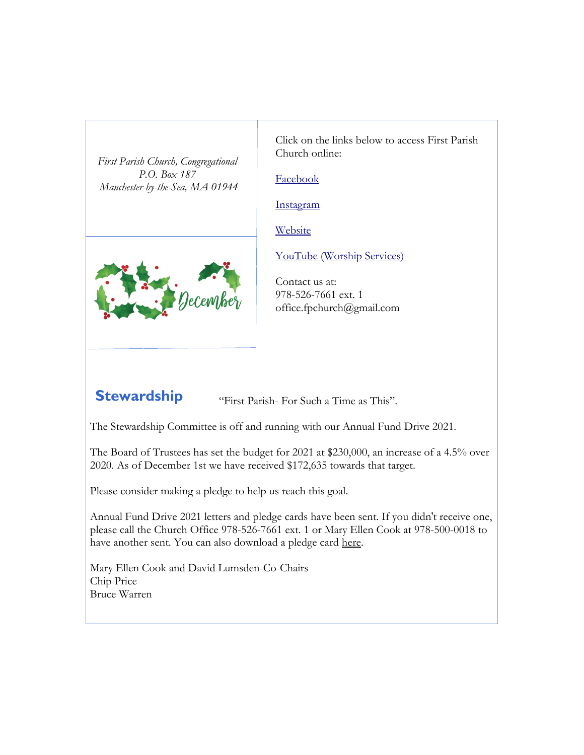*First Parish Church, Congregational*
*P.O. Box 187*
*Manchester-by-the-Sea, MA 01944*

December

Click on the links below to access First Parish Church online:

Facebook

Instagram

Website

YouTube (Worship Services)

Contact us at:
978-526-7661 ext. 1
office.fpchurch@gmail.com

## Stewardship

"First Parish- For Such a Time as This".

The Stewardship Committee is off and running with our Annual Fund Drive 2021.

The Board of Trustees has set the budget for 2021 at $230,000, an increase of a 4.5% over 2020. As of December 1st we have received $172,635 towards that target.

Please consider making a pledge to help us reach this goal.

Annual Fund Drive 2021 letters and pledge cards have been sent. If you didn't receive one, please call the Church Office 978-526-7661 ext. 1 or Mary Ellen Cook at 978-500-0018 to have another sent. You can also download a pledge card here.

Mary Ellen Cook and David Lumsden-Co-Chairs
Chip Price
Bruce Warren